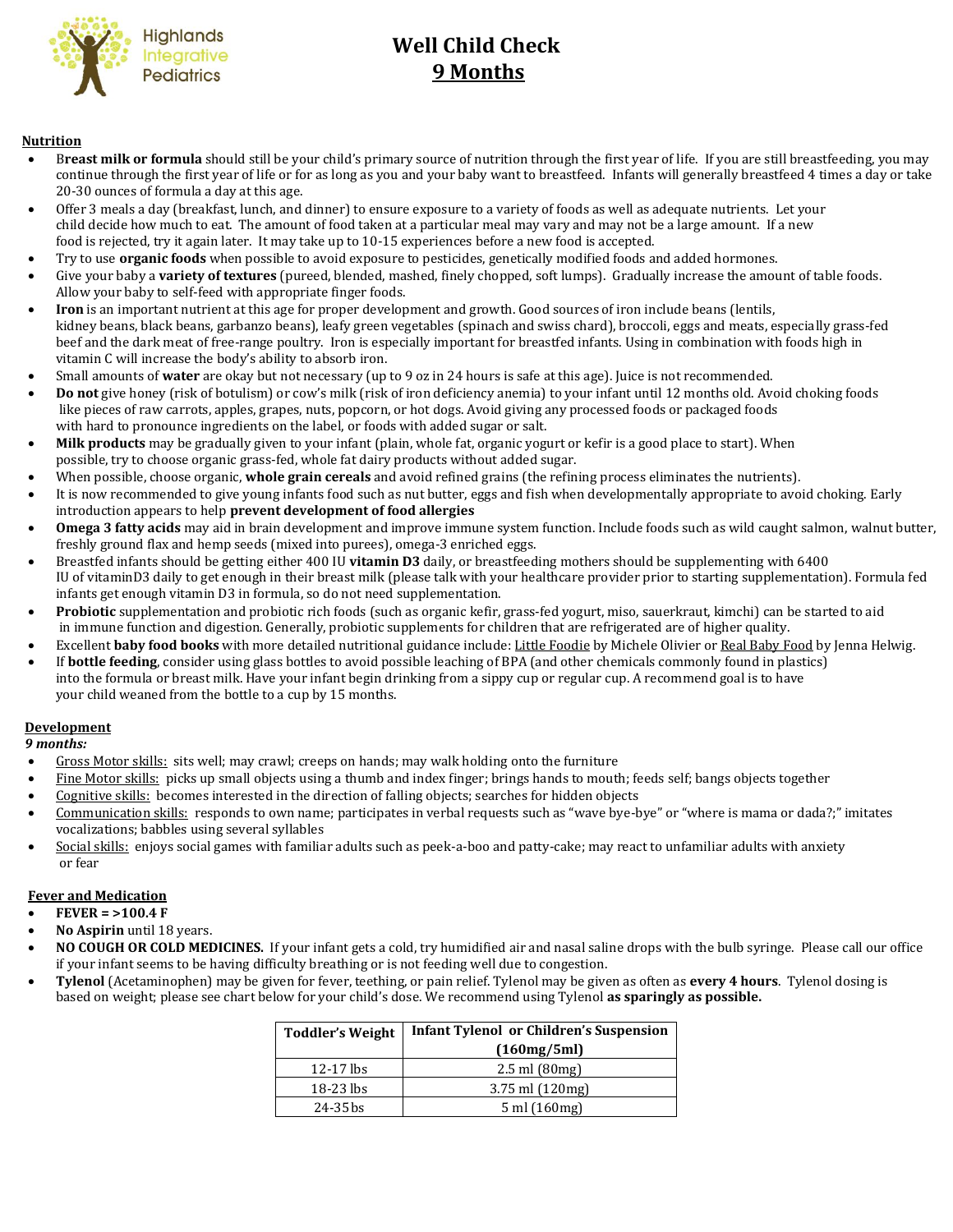Highlands Integrative Pediatrics

# Well Child Check
## 9 Months

### Nutrition

- B**reast milk or formula** should still be your child's primary source of nutrition through the first year of life. If you are still breastfeeding, you may continue through the first year of life or for as long as you and your baby want to breastfeed. Infants will generally breastfeed 4 times a day or take 20-30 ounces of formula a day at this age.
- Offer 3 meals a day (breakfast, lunch, and dinner) to ensure exposure to a variety of foods as well as adequate nutrients. Let your child decide how much to eat. The amount of food taken at a particular meal may vary and may not be a large amount. If a new food is rejected, try it again later. It may take up to 10-15 experiences before a new food is accepted.
- Try to use **organic foods** when possible to avoid exposure to pesticides, genetically modified foods and added hormones.
- Give your baby a **variety of textures** (pureed, blended, mashed, finely chopped, soft lumps). Gradually increase the amount of table foods. Allow your baby to self-feed with appropriate finger foods.
- **Iron** is an important nutrient at this age for proper development and growth. Good sources of iron include beans (lentils, kidney beans, black beans, garbanzo beans), leafy green vegetables (spinach and swiss chard), broccoli, eggs and meats, especially grass-fed beef and the dark meat of free-range poultry. Iron is especially important for breastfed infants. Using in combination with foods high in vitamin C will increase the body's ability to absorb iron.
- Small amounts of **water** are okay but not necessary (up to 9 oz in 24 hours is safe at this age). Juice is not recommended.
- **Do not** give honey (risk of botulism) or cow's milk (risk of iron deficiency anemia) to your infant until 12 months old. Avoid choking foods like pieces of raw carrots, apples, grapes, nuts, popcorn, or hot dogs. Avoid giving any processed foods or packaged foods with hard to pronounce ingredients on the label, or foods with added sugar or salt.
- **Milk products** may be gradually given to your infant (plain, whole fat, organic yogurt or kefir is a good place to start). When possible, try to choose organic grass-fed, whole fat dairy products without added sugar.
- When possible, choose organic, **whole grain cereals** and avoid refined grains (the refining process eliminates the nutrients).
- It is now recommended to give young infants food such as nut butter, eggs and fish when developmentally appropriate to avoid choking. Early introduction appears to help **prevent development of food allergies**
- **Omega 3 fatty acids** may aid in brain development and improve immune system function. Include foods such as wild caught salmon, walnut butter, freshly ground flax and hemp seeds (mixed into purees), omega-3 enriched eggs.
- Breastfed infants should be getting either 400 IU **vitamin D3** daily, or breastfeeding mothers should be supplementing with 6400 IU of vitaminD3 daily to get enough in their breast milk (please talk with your healthcare provider prior to starting supplementation). Formula fed infants get enough vitamin D3 in formula, so do not need supplementation.
- **Probiotic** supplementation and probiotic rich foods (such as organic kefir, grass-fed yogurt, miso, sauerkraut, kimchi) can be started to aid in immune function and digestion. Generally, probiotic supplements for children that are refrigerated are of higher quality.
- Excellent **baby food books** with more detailed nutritional guidance include: Little Foodie by Michele Olivier or Real Baby Food by Jenna Helwig.
- If **bottle feeding**, consider using glass bottles to avoid possible leaching of BPA (and other chemicals commonly found in plastics) into the formula or breast milk. Have your infant begin drinking from a sippy cup or regular cup. A recommend goal is to have your child weaned from the bottle to a cup by 15 months.

### Development

*9 months:*

- Gross Motor skills: sits well; may crawl; creeps on hands; may walk holding onto the furniture
- Fine Motor skills: picks up small objects using a thumb and index finger; brings hands to mouth; feeds self; bangs objects together
- Cognitive skills: becomes interested in the direction of falling objects; searches for hidden objects
- Communication skills: responds to own name; participates in verbal requests such as "wave bye-bye" or "where is mama or dada?;" imitates vocalizations; babbles using several syllables
- Social skills: enjoys social games with familiar adults such as peek-a-boo and patty-cake; may react to unfamiliar adults with anxiety or fear

### Fever and Medication

- **FEVER = >100.4 F**
- **No Aspirin** until 18 years.
- **NO COUGH OR COLD MEDICINES.** If your infant gets a cold, try humidified air and nasal saline drops with the bulb syringe. Please call our office if your infant seems to be having difficulty breathing or is not feeding well due to congestion.
- **Tylenol** (Acetaminophen) may be given for fever, teething, or pain relief. Tylenol may be given as often as **every 4 hours**. Tylenol dosing is based on weight; please see chart below for your child's dose. We recommend using Tylenol **as sparingly as possible.**

| Toddler's Weight | Infant Tylenol or Children's Suspension (160mg/5ml) |
|---|---|
| 12-17 lbs | 2.5 ml (80mg) |
| 18-23 lbs | 3.75 ml (120mg) |
| 24-35bs | 5 ml (160mg) |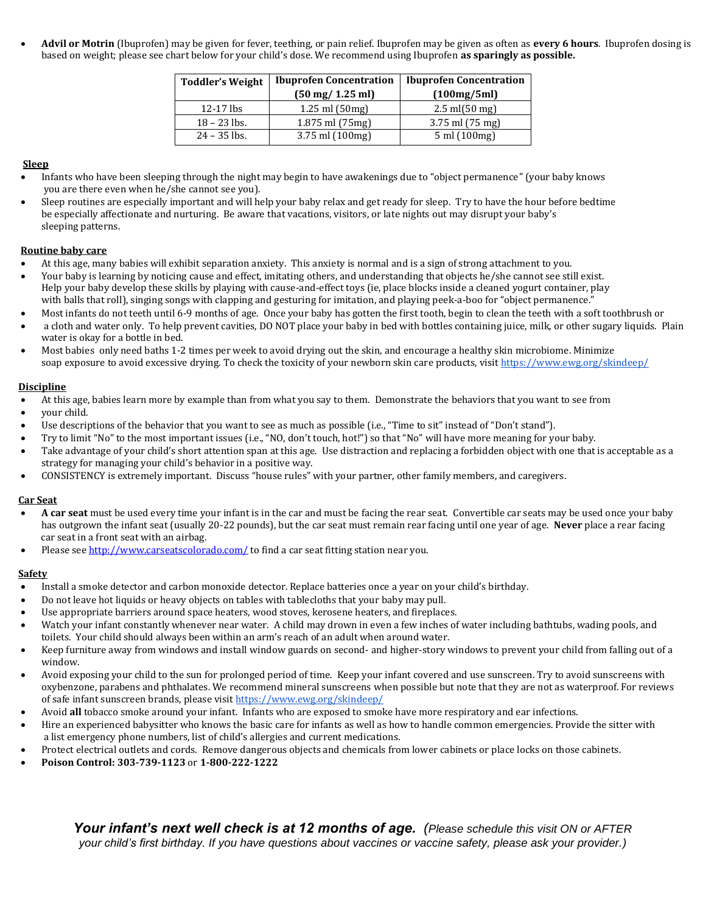- **Advil or Motrin** (Ibuprofen) may be given for fever, teething, or pain relief. Ibuprofen may be given as often as **every 6 hours**. Ibuprofen dosing is based on weight; please see chart below for your child's dose. We recommend using Ibuprofen **as sparingly as possible.**

| Toddler's Weight | Ibuprofen Concentration (50 mg/ 1.25 ml) | Ibuprofen Concentration (100mg/5ml) |
|---|---|---|
| 12-17 lbs | 1.25 ml (50mg) | 2.5 ml(50 mg) |
| 18 – 23 lbs. | 1.875 ml (75mg) | 3.75 ml (75 mg) |
| 24 – 35 lbs. | 3.75 ml (100mg) | 5 ml (100mg) |

**Sleep**

- Infants who have been sleeping through the night may begin to have awakenings due to "object permanence" (your baby knows you are there even when he/she cannot see you).
- Sleep routines are especially important and will help your baby relax and get ready for sleep. Try to have the hour before bedtime be especially affectionate and nurturing. Be aware that vacations, visitors, or late nights out may disrupt your baby's sleeping patterns.

**Routine baby care**

- At this age, many babies will exhibit separation anxiety. This anxiety is normal and is a sign of strong attachment to you.
- Your baby is learning by noticing cause and effect, imitating others, and understanding that objects he/she cannot see still exist. Help your baby develop these skills by playing with cause-and-effect toys (ie, place blocks inside a cleaned yogurt container, play with balls that roll), singing songs with clapping and gesturing for imitation, and playing peek-a-boo for "object permanence."
- Most infants do not teeth until 6-9 months of age. Once your baby has gotten the first tooth, begin to clean the teeth with a soft toothbrush or
- a cloth and water only. To help prevent cavities, DO NOT place your baby in bed with bottles containing juice, milk, or other sugary liquids. Plain water is okay for a bottle in bed.
- Most babies only need baths 1-2 times per week to avoid drying out the skin, and encourage a healthy skin microbiome. Minimize soap exposure to avoid excessive drying. To check the toxicity of your newborn skin care products, visit https://www.ewg.org/skindeep/

**Discipline**

- At this age, babies learn more by example than from what you say to them. Demonstrate the behaviors that you want to see from
- your child.
- Use descriptions of the behavior that you want to see as much as possible (i.e., "Time to sit" instead of "Don't stand").
- Try to limit "No" to the most important issues (i.e., "NO, don't touch, hot!") so that "No" will have more meaning for your baby.
- Take advantage of your child's short attention span at this age. Use distraction and replacing a forbidden object with one that is acceptable as a strategy for managing your child's behavior in a positive way.
- CONSISTENCY is extremely important. Discuss "house rules" with your partner, other family members, and caregivers.

**Car Seat**

- **A car seat** must be used every time your infant is in the car and must be facing the rear seat. Convertible car seats may be used once your baby has outgrown the infant seat (usually 20-22 pounds), but the car seat must remain rear facing until one year of age. **Never** place a rear facing car seat in a front seat with an airbag.
- Please see http://www.carseatscolorado.com/ to find a car seat fitting station near you.

**Safety**

- Install a smoke detector and carbon monoxide detector. Replace batteries once a year on your child's birthday.
- Do not leave hot liquids or heavy objects on tables with tablecloths that your baby may pull.
- Use appropriate barriers around space heaters, wood stoves, kerosene heaters, and fireplaces.
- Watch your infant constantly whenever near water. A child may drown in even a few inches of water including bathtubs, wading pools, and toilets. Your child should always been within an arm's reach of an adult when around water.
- Keep furniture away from windows and install window guards on second- and higher-story windows to prevent your child from falling out of a window.
- Avoid exposing your child to the sun for prolonged period of time. Keep your infant covered and use sunscreen. Try to avoid sunscreens with oxybenzone, parabens and phthalates. We recommend mineral sunscreens when possible but note that they are not as waterproof. For reviews of safe infant sunscreen brands, please visit https://www.ewg.org/skindeep/
- Avoid **all** tobacco smoke around your infant. Infants who are exposed to smoke have more respiratory and ear infections.
- Hire an experienced babysitter who knows the basic care for infants as well as how to handle common emergencies. Provide the sitter with a list emergency phone numbers, list of child's allergies and current medications.
- Protect electrical outlets and cords. Remove dangerous objects and chemicals from lower cabinets or place locks on those cabinets.
- **Poison Control: 303-739-1123** or **1-800-222-1222**

***Your infant's next well check is at 12 months of age.*** *(Please schedule this visit ON or AFTER your child's first birthday. If you have questions about vaccines or vaccine safety, please ask your provider.)*